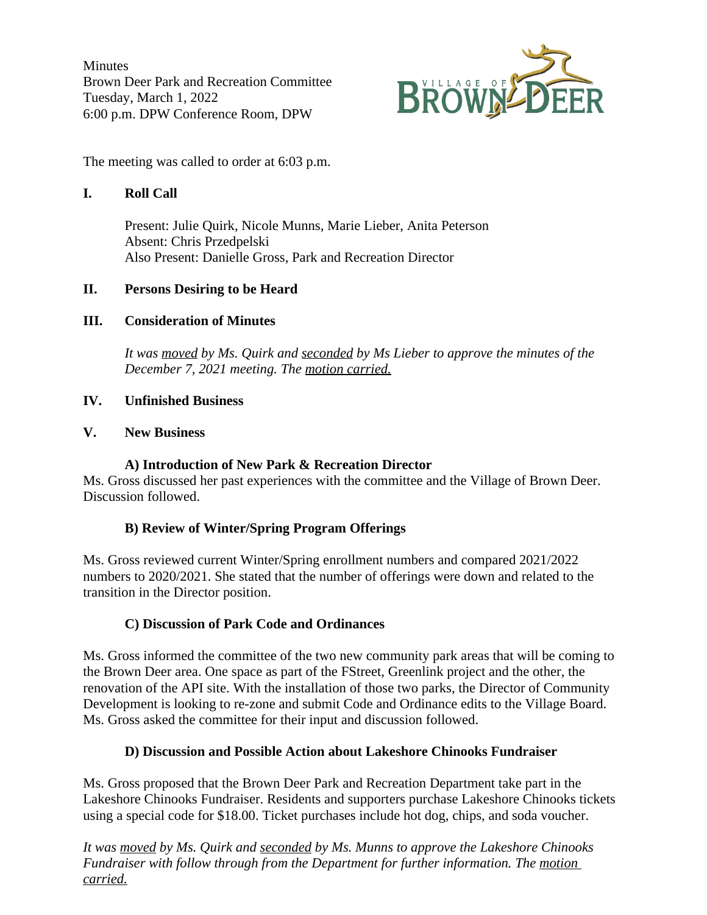Minutes
Brown Deer Park and Recreation Committee
Tuesday, March 1, 2022
6:00 p.m. DPW Conference Room, DPW

The meeting was called to order at 6:03 p.m.

## I. Roll Call

Present: Julie Quirk, Nicole Munns, Marie Lieber, Anita Peterson
Absent: Chris Przedpelski
Also Present: Danielle Gross, Park and Recreation Director

## II. Persons Desiring to be Heard

## III. Consideration of Minutes

*It was moved by Ms. Quirk and seconded by Ms Lieber to approve the minutes of the December 7, 2021 meeting. The motion carried.*

## IV. Unfinished Business

## V. New Business

### A) Introduction of New Park & Recreation Director

Ms. Gross discussed her past experiences with the committee and the Village of Brown Deer. Discussion followed.

### B) Review of Winter/Spring Program Offerings

Ms. Gross reviewed current Winter/Spring enrollment numbers and compared 2021/2022 numbers to 2020/2021. She stated that the number of offerings were down and related to the transition in the Director position.

### C) Discussion of Park Code and Ordinances

Ms. Gross informed the committee of the two new community park areas that will be coming to the Brown Deer area. One space as part of the FStreet, Greenlink project and the other, the renovation of the API site. With the installation of those two parks, the Director of Community Development is looking to re-zone and submit Code and Ordinance edits to the Village Board. Ms. Gross asked the committee for their input and discussion followed.

### D) Discussion and Possible Action about Lakeshore Chinooks Fundraiser

Ms. Gross proposed that the Brown Deer Park and Recreation Department take part in the Lakeshore Chinooks Fundraiser. Residents and supporters purchase Lakeshore Chinooks tickets using a special code for $18.00. Ticket purchases include hot dog, chips, and soda voucher.

*It was moved by Ms. Quirk and seconded by Ms. Munns to approve the Lakeshore Chinooks Fundraiser with follow through from the Department for further information. The motion carried.*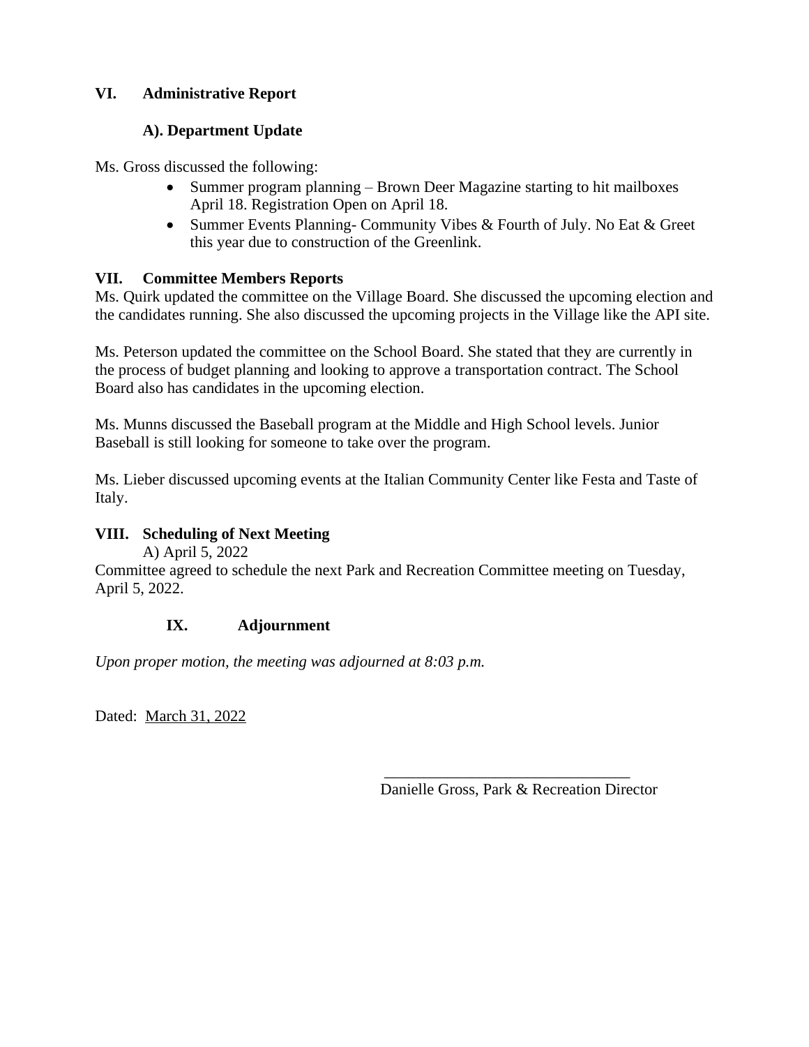## VI. Administrative Report

### A). Department Update

Ms. Gross discussed the following:

- Summer program planning – Brown Deer Magazine starting to hit mailboxes April 18. Registration Open on April 18.
- Summer Events Planning- Community Vibes & Fourth of July. No Eat & Greet this year due to construction of the Greenlink.

## VII. Committee Members Reports

Ms. Quirk updated the committee on the Village Board. She discussed the upcoming election and the candidates running. She also discussed the upcoming projects in the Village like the API site.

Ms. Peterson updated the committee on the School Board. She stated that they are currently in the process of budget planning and looking to approve a transportation contract. The School Board also has candidates in the upcoming election.

Ms. Munns discussed the Baseball program at the Middle and High School levels. Junior Baseball is still looking for someone to take over the program.

Ms. Lieber discussed upcoming events at the Italian Community Center like Festa and Taste of Italy.

## VIII. Scheduling of Next Meeting

A) April 5, 2022

Committee agreed to schedule the next Park and Recreation Committee meeting on Tuesday, April 5, 2022.

## IX. Adjournment

*Upon proper motion, the meeting was adjourned at 8:03 p.m.*

Dated: March 31, 2022

\_\_\_\_\_\_\_\_\_\_\_\_\_\_\_\_\_\_\_\_\_\_\_\_\_\_\_\_\_\_\_\_

Danielle Gross, Park & Recreation Director